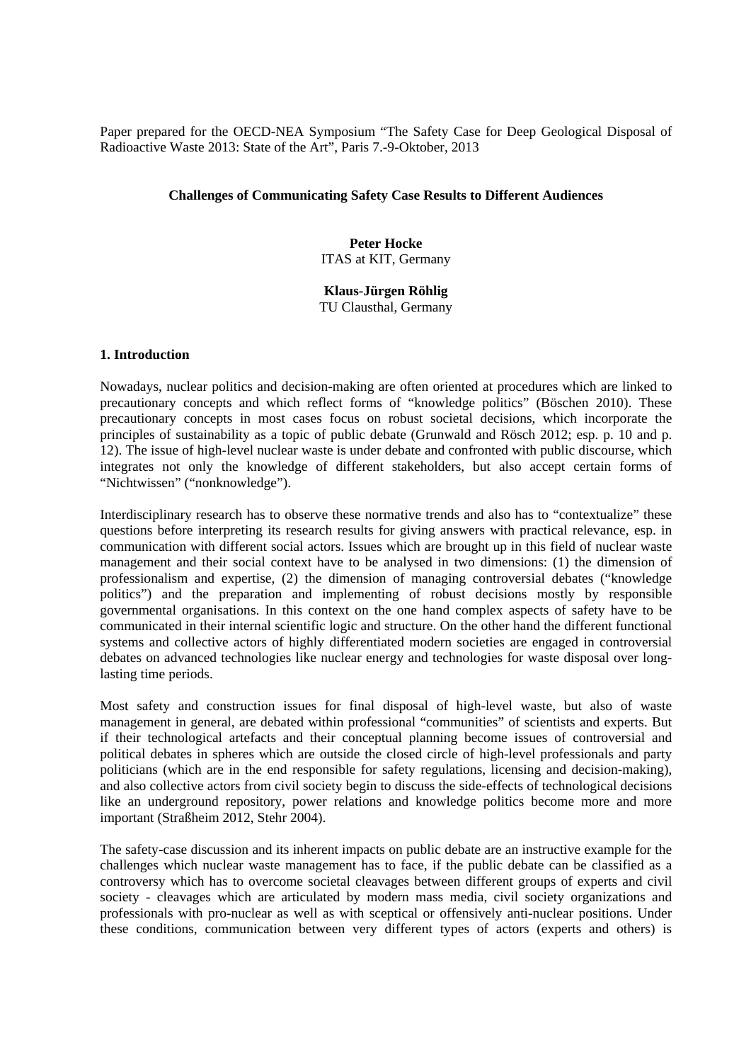Paper prepared for the OECD-NEA Symposium "The Safety Case for Deep Geological Disposal of Radioactive Waste 2013: State of the Art", Paris 7.-9-Oktober, 2013

# Challenges of Communicating Safety Case Results to Different Audiences

**Peter Hocke**
ITAS at KIT, Germany

**Klaus-Jürgen Röhlig**
TU Clausthal, Germany

## 1. Introduction

Nowadays, nuclear politics and decision-making are often oriented at procedures which are linked to precautionary concepts and which reflect forms of "knowledge politics" (Böschen 2010). These precautionary concepts in most cases focus on robust societal decisions, which incorporate the principles of sustainability as a topic of public debate (Grunwald and Rösch 2012; esp. p. 10 and p. 12). The issue of high-level nuclear waste is under debate and confronted with public discourse, which integrates not only the knowledge of different stakeholders, but also accept certain forms of "Nichtwissen" ("nonknowledge").

Interdisciplinary research has to observe these normative trends and also has to "contextualize" these questions before interpreting its research results for giving answers with practical relevance, esp. in communication with different social actors. Issues which are brought up in this field of nuclear waste management and their social context have to be analysed in two dimensions: (1) the dimension of professionalism and expertise, (2) the dimension of managing controversial debates ("knowledge politics") and the preparation and implementing of robust decisions mostly by responsible governmental organisations. In this context on the one hand complex aspects of safety have to be communicated in their internal scientific logic and structure. On the other hand the different functional systems and collective actors of highly differentiated modern societies are engaged in controversial debates on advanced technologies like nuclear energy and technologies for waste disposal over long-lasting time periods.

Most safety and construction issues for final disposal of high-level waste, but also of waste management in general, are debated within professional "communities" of scientists and experts. But if their technological artefacts and their conceptual planning become issues of controversial and political debates in spheres which are outside the closed circle of high-level professionals and party politicians (which are in the end responsible for safety regulations, licensing and decision-making), and also collective actors from civil society begin to discuss the side-effects of technological decisions like an underground repository, power relations and knowledge politics become more and more important (Straßheim 2012, Stehr 2004).

The safety-case discussion and its inherent impacts on public debate are an instructive example for the challenges which nuclear waste management has to face, if the public debate can be classified as a controversy which has to overcome societal cleavages between different groups of experts and civil society - cleavages which are articulated by modern mass media, civil society organizations and professionals with pro-nuclear as well as with sceptical or offensively anti-nuclear positions. Under these conditions, communication between very different types of actors (experts and others) is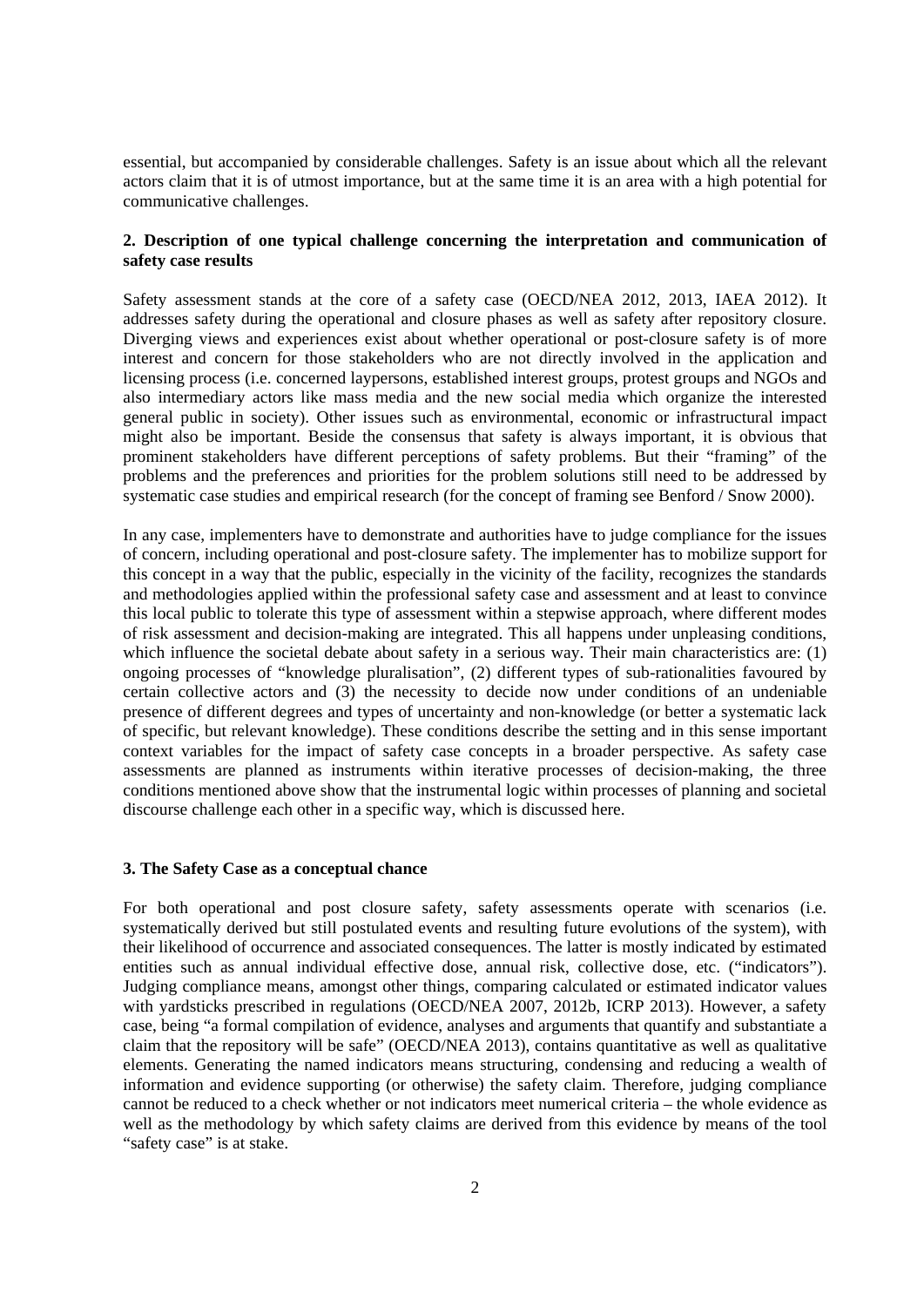essential, but accompanied by considerable challenges. Safety is an issue about which all the relevant actors claim that it is of utmost importance, but at the same time it is an area with a high potential for communicative challenges.

## 2. Description of one typical challenge concerning the interpretation and communication of safety case results

Safety assessment stands at the core of a safety case (OECD/NEA 2012, 2013, IAEA 2012). It addresses safety during the operational and closure phases as well as safety after repository closure. Diverging views and experiences exist about whether operational or post-closure safety is of more interest and concern for those stakeholders who are not directly involved in the application and licensing process (i.e. concerned laypersons, established interest groups, protest groups and NGOs and also intermediary actors like mass media and the new social media which organize the interested general public in society). Other issues such as environmental, economic or infrastructural impact might also be important. Beside the consensus that safety is always important, it is obvious that prominent stakeholders have different perceptions of safety problems. But their "framing" of the problems and the preferences and priorities for the problem solutions still need to be addressed by systematic case studies and empirical research (for the concept of framing see Benford / Snow 2000).

In any case, implementers have to demonstrate and authorities have to judge compliance for the issues of concern, including operational and post-closure safety. The implementer has to mobilize support for this concept in a way that the public, especially in the vicinity of the facility, recognizes the standards and methodologies applied within the professional safety case and assessment and at least to convince this local public to tolerate this type of assessment within a stepwise approach, where different modes of risk assessment and decision-making are integrated. This all happens under unpleasing conditions, which influence the societal debate about safety in a serious way. Their main characteristics are: (1) ongoing processes of "knowledge pluralisation", (2) different types of sub-rationalities favoured by certain collective actors and (3) the necessity to decide now under conditions of an undeniable presence of different degrees and types of uncertainty and non-knowledge (or better a systematic lack of specific, but relevant knowledge). These conditions describe the setting and in this sense important context variables for the impact of safety case concepts in a broader perspective. As safety case assessments are planned as instruments within iterative processes of decision-making, the three conditions mentioned above show that the instrumental logic within processes of planning and societal discourse challenge each other in a specific way, which is discussed here.

## 3. The Safety Case as a conceptual chance

For both operational and post closure safety, safety assessments operate with scenarios (i.e. systematically derived but still postulated events and resulting future evolutions of the system), with their likelihood of occurrence and associated consequences. The latter is mostly indicated by estimated entities such as annual individual effective dose, annual risk, collective dose, etc. ("indicators"). Judging compliance means, amongst other things, comparing calculated or estimated indicator values with yardsticks prescribed in regulations (OECD/NEA 2007, 2012b, ICRP 2013). However, a safety case, being "a formal compilation of evidence, analyses and arguments that quantify and substantiate a claim that the repository will be safe" (OECD/NEA 2013), contains quantitative as well as qualitative elements. Generating the named indicators means structuring, condensing and reducing a wealth of information and evidence supporting (or otherwise) the safety claim. Therefore, judging compliance cannot be reduced to a check whether or not indicators meet numerical criteria – the whole evidence as well as the methodology by which safety claims are derived from this evidence by means of the tool "safety case" is at stake.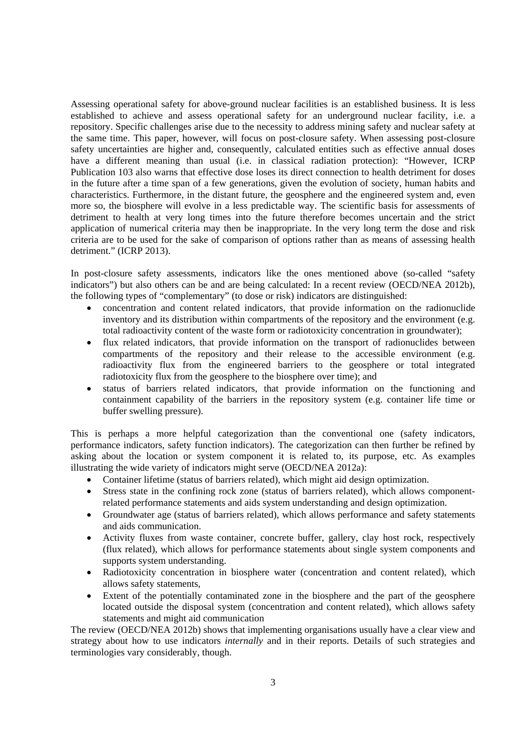Assessing operational safety for above-ground nuclear facilities is an established business. It is less established to achieve and assess operational safety for an underground nuclear facility, i.e. a repository. Specific challenges arise due to the necessity to address mining safety and nuclear safety at the same time. This paper, however, will focus on post-closure safety. When assessing post-closure safety uncertainties are higher and, consequently, calculated entities such as effective annual doses have a different meaning than usual (i.e. in classical radiation protection): "However, ICRP Publication 103 also warns that effective dose loses its direct connection to health detriment for doses in the future after a time span of a few generations, given the evolution of society, human habits and characteristics. Furthermore, in the distant future, the geosphere and the engineered system and, even more so, the biosphere will evolve in a less predictable way. The scientific basis for assessments of detriment to health at very long times into the future therefore becomes uncertain and the strict application of numerical criteria may then be inappropriate. In the very long term the dose and risk criteria are to be used for the sake of comparison of options rather than as means of assessing health detriment." (ICRP 2013).

In post-closure safety assessments, indicators like the ones mentioned above (so-called "safety indicators") but also others can be and are being calculated: In a recent review (OECD/NEA 2012b), the following types of "complementary" (to dose or risk) indicators are distinguished:

- concentration and content related indicators, that provide information on the radionuclide inventory and its distribution within compartments of the repository and the environment (e.g. total radioactivity content of the waste form or radiotoxicity concentration in groundwater);
- flux related indicators, that provide information on the transport of radionuclides between compartments of the repository and their release to the accessible environment (e.g. radioactivity flux from the engineered barriers to the geosphere or total integrated radiotoxicity flux from the geosphere to the biosphere over time); and
- status of barriers related indicators, that provide information on the functioning and containment capability of the barriers in the repository system (e.g. container life time or buffer swelling pressure).

This is perhaps a more helpful categorization than the conventional one (safety indicators, performance indicators, safety function indicators). The categorization can then further be refined by asking about the location or system component it is related to, its purpose, etc. As examples illustrating the wide variety of indicators might serve (OECD/NEA 2012a):

- Container lifetime (status of barriers related), which might aid design optimization.
- Stress state in the confining rock zone (status of barriers related), which allows component-related performance statements and aids system understanding and design optimization.
- Groundwater age (status of barriers related), which allows performance and safety statements and aids communication.
- Activity fluxes from waste container, concrete buffer, gallery, clay host rock, respectively (flux related), which allows for performance statements about single system components and supports system understanding.
- Radiotoxicity concentration in biosphere water (concentration and content related), which allows safety statements,
- Extent of the potentially contaminated zone in the biosphere and the part of the geosphere located outside the disposal system (concentration and content related), which allows safety statements and might aid communication

The review (OECD/NEA 2012b) shows that implementing organisations usually have a clear view and strategy about how to use indicators *internally* and in their reports. Details of such strategies and terminologies vary considerably, though.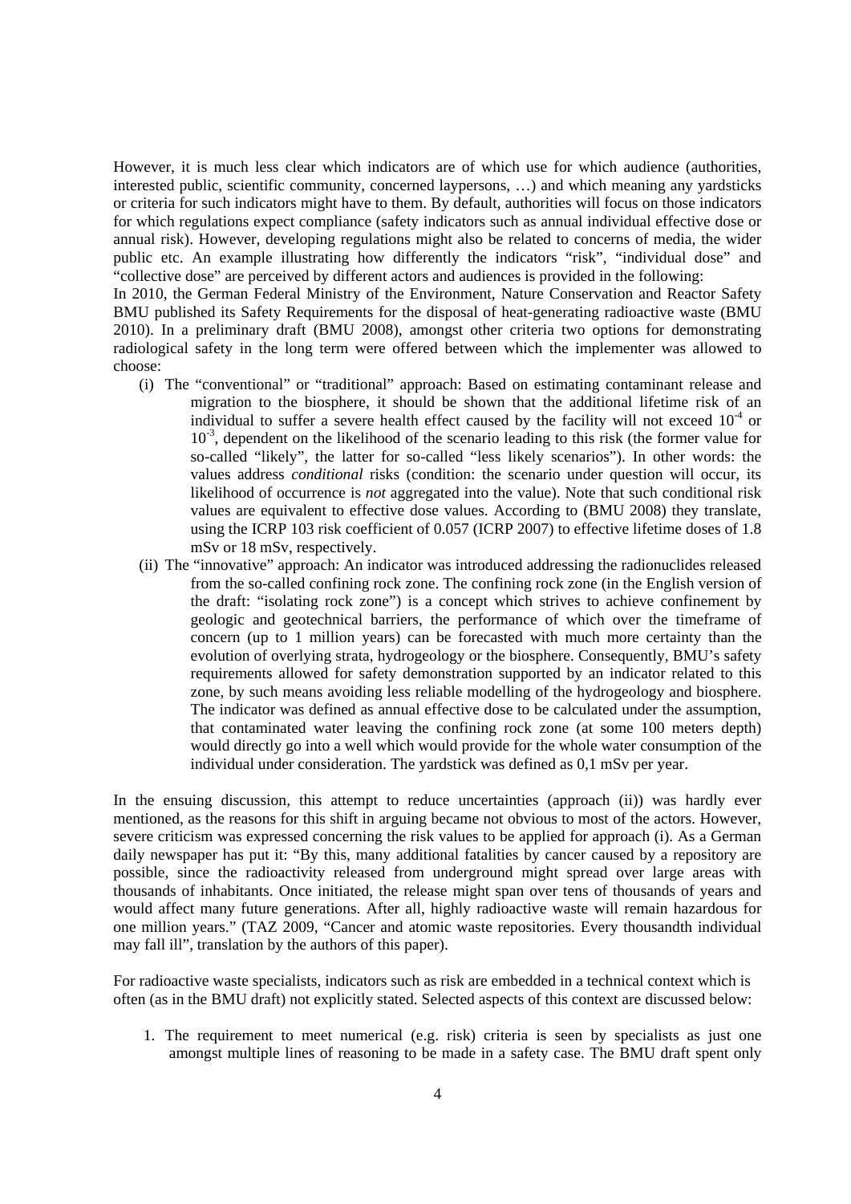However, it is much less clear which indicators are of which use for which audience (authorities, interested public, scientific community, concerned laypersons, …) and which meaning any yardsticks or criteria for such indicators might have to them. By default, authorities will focus on those indicators for which regulations expect compliance (safety indicators such as annual individual effective dose or annual risk). However, developing regulations might also be related to concerns of media, the wider public etc. An example illustrating how differently the indicators "risk", "individual dose" and "collective dose" are perceived by different actors and audiences is provided in the following:

In 2010, the German Federal Ministry of the Environment, Nature Conservation and Reactor Safety BMU published its Safety Requirements for the disposal of heat-generating radioactive waste (BMU 2010). In a preliminary draft (BMU 2008), amongst other criteria two options for demonstrating radiological safety in the long term were offered between which the implementer was allowed to choose:

(i) The "conventional" or "traditional" approach: Based on estimating contaminant release and migration to the biosphere, it should be shown that the additional lifetime risk of an individual to suffer a severe health effect caused by the facility will not exceed $10^{-4}$ or $10^{-3}$, dependent on the likelihood of the scenario leading to this risk (the former value for so-called "likely", the latter for so-called "less likely scenarios"). In other words: the values address *conditional* risks (condition: the scenario under question will occur, its likelihood of occurrence is *not* aggregated into the value). Note that such conditional risk values are equivalent to effective dose values. According to (BMU 2008) they translate, using the ICRP 103 risk coefficient of 0.057 (ICRP 2007) to effective lifetime doses of 1.8 mSv or 18 mSv, respectively.

(ii) The "innovative" approach: An indicator was introduced addressing the radionuclides released from the so-called confining rock zone. The confining rock zone (in the English version of the draft: "isolating rock zone") is a concept which strives to achieve confinement by geologic and geotechnical barriers, the performance of which over the timeframe of concern (up to 1 million years) can be forecasted with much more certainty than the evolution of overlying strata, hydrogeology or the biosphere. Consequently, BMU's safety requirements allowed for safety demonstration supported by an indicator related to this zone, by such means avoiding less reliable modelling of the hydrogeology and biosphere. The indicator was defined as annual effective dose to be calculated under the assumption, that contaminated water leaving the confining rock zone (at some 100 meters depth) would directly go into a well which would provide for the whole water consumption of the individual under consideration. The yardstick was defined as 0,1 mSv per year.

In the ensuing discussion, this attempt to reduce uncertainties (approach (ii)) was hardly ever mentioned, as the reasons for this shift in arguing became not obvious to most of the actors. However, severe criticism was expressed concerning the risk values to be applied for approach (i). As a German daily newspaper has put it: "By this, many additional fatalities by cancer caused by a repository are possible, since the radioactivity released from underground might spread over large areas with thousands of inhabitants. Once initiated, the release might span over tens of thousands of years and would affect many future generations. After all, highly radioactive waste will remain hazardous for one million years." (TAZ 2009, "Cancer and atomic waste repositories. Every thousandth individual may fall ill", translation by the authors of this paper).

For radioactive waste specialists, indicators such as risk are embedded in a technical context which is often (as in the BMU draft) not explicitly stated. Selected aspects of this context are discussed below:

1. The requirement to meet numerical (e.g. risk) criteria is seen by specialists as just one amongst multiple lines of reasoning to be made in a safety case. The BMU draft spent only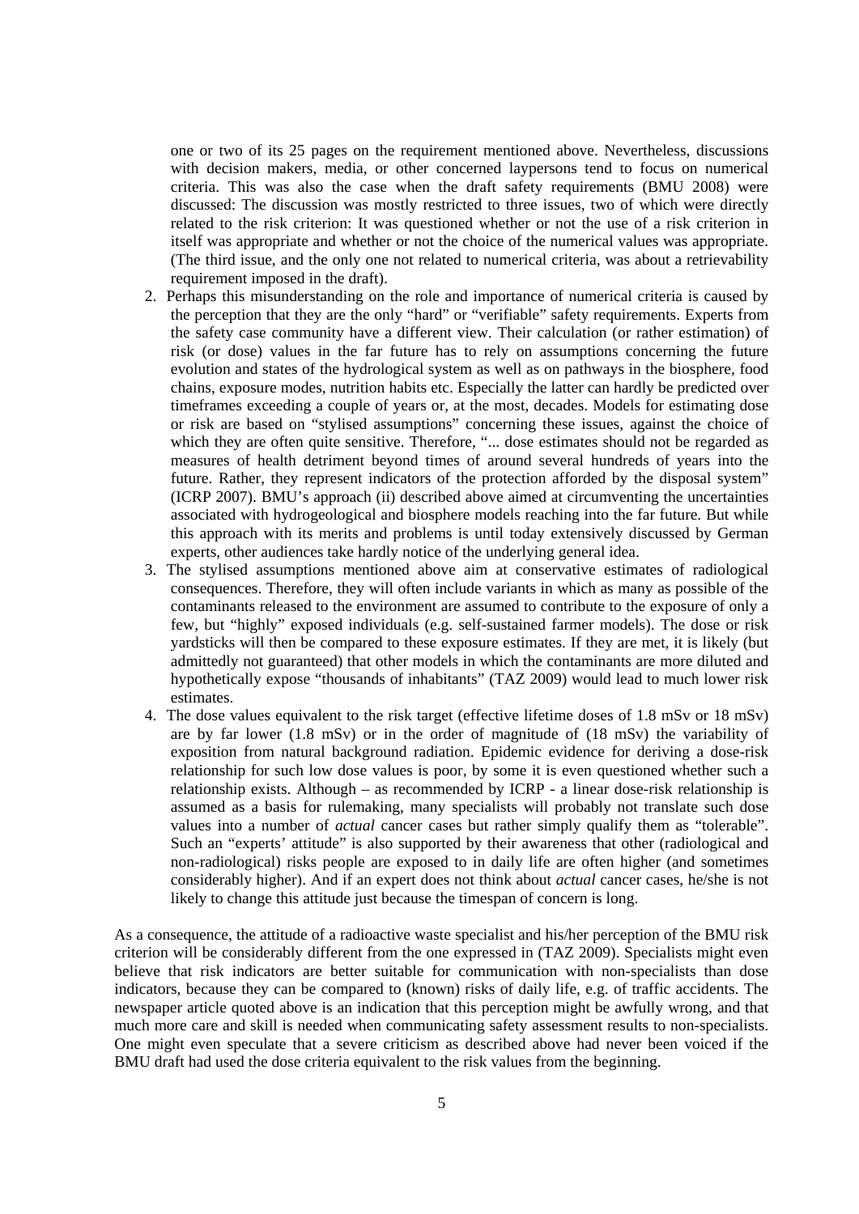one or two of its 25 pages on the requirement mentioned above. Nevertheless, discussions with decision makers, media, or other concerned laypersons tend to focus on numerical criteria. This was also the case when the draft safety requirements (BMU 2008) were discussed: The discussion was mostly restricted to three issues, two of which were directly related to the risk criterion: It was questioned whether or not the use of a risk criterion in itself was appropriate and whether or not the choice of the numerical values was appropriate. (The third issue, and the only one not related to numerical criteria, was about a retrievability requirement imposed in the draft).

2. Perhaps this misunderstanding on the role and importance of numerical criteria is caused by the perception that they are the only "hard" or "verifiable" safety requirements. Experts from the safety case community have a different view. Their calculation (or rather estimation) of risk (or dose) values in the far future has to rely on assumptions concerning the future evolution and states of the hydrological system as well as on pathways in the biosphere, food chains, exposure modes, nutrition habits etc. Especially the latter can hardly be predicted over timeframes exceeding a couple of years or, at the most, decades. Models for estimating dose or risk are based on "stylised assumptions" concerning these issues, against the choice of which they are often quite sensitive. Therefore, "... dose estimates should not be regarded as measures of health detriment beyond times of around several hundreds of years into the future. Rather, they represent indicators of the protection afforded by the disposal system" (ICRP 2007). BMU's approach (ii) described above aimed at circumventing the uncertainties associated with hydrogeological and biosphere models reaching into the far future. But while this approach with its merits and problems is until today extensively discussed by German experts, other audiences take hardly notice of the underlying general idea.
3. The stylised assumptions mentioned above aim at conservative estimates of radiological consequences. Therefore, they will often include variants in which as many as possible of the contaminants released to the environment are assumed to contribute to the exposure of only a few, but "highly" exposed individuals (e.g. self-sustained farmer models). The dose or risk yardsticks will then be compared to these exposure estimates. If they are met, it is likely (but admittedly not guaranteed) that other models in which the contaminants are more diluted and hypothetically expose "thousands of inhabitants" (TAZ 2009) would lead to much lower risk estimates.
4. The dose values equivalent to the risk target (effective lifetime doses of 1.8 mSv or 18 mSv) are by far lower (1.8 mSv) or in the order of magnitude of (18 mSv) the variability of exposition from natural background radiation. Epidemic evidence for deriving a dose-risk relationship for such low dose values is poor, by some it is even questioned whether such a relationship exists. Although – as recommended by ICRP - a linear dose-risk relationship is assumed as a basis for rulemaking, many specialists will probably not translate such dose values into a number of *actual* cancer cases but rather simply qualify them as "tolerable". Such an "experts' attitude" is also supported by their awareness that other (radiological and non-radiological) risks people are exposed to in daily life are often higher (and sometimes considerably higher). And if an expert does not think about *actual* cancer cases, he/she is not likely to change this attitude just because the timespan of concern is long.

As a consequence, the attitude of a radioactive waste specialist and his/her perception of the BMU risk criterion will be considerably different from the one expressed in (TAZ 2009). Specialists might even believe that risk indicators are better suitable for communication with non-specialists than dose indicators, because they can be compared to (known) risks of daily life, e.g. of traffic accidents. The newspaper article quoted above is an indication that this perception might be awfully wrong, and that much more care and skill is needed when communicating safety assessment results to non-specialists. One might even speculate that a severe criticism as described above had never been voiced if the BMU draft had used the dose criteria equivalent to the risk values from the beginning.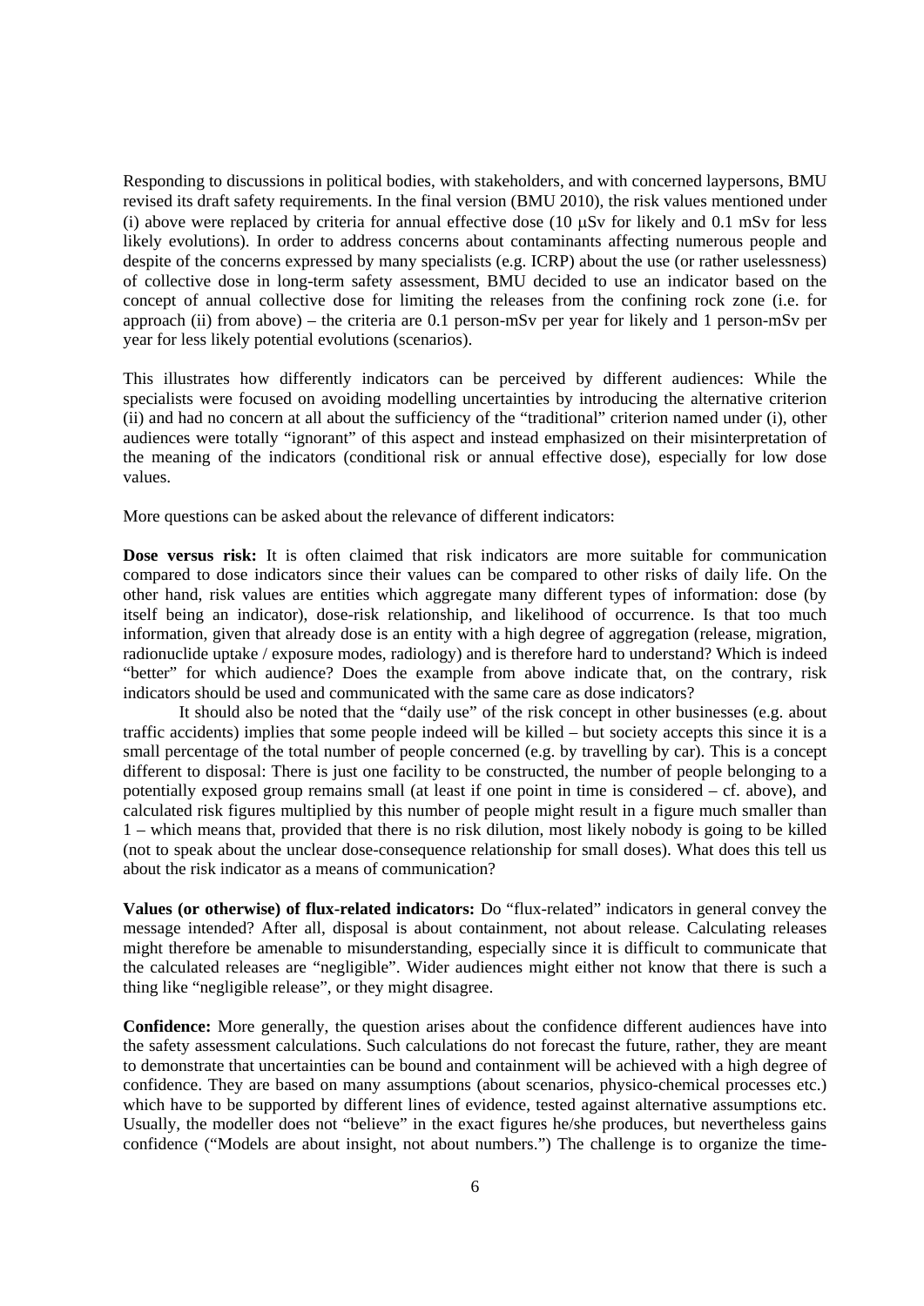Responding to discussions in political bodies, with stakeholders, and with concerned laypersons, BMU revised its draft safety requirements. In the final version (BMU 2010), the risk values mentioned under (i) above were replaced by criteria for annual effective dose (10 μSv for likely and 0.1 mSv for less likely evolutions). In order to address concerns about contaminants affecting numerous people and despite of the concerns expressed by many specialists (e.g. ICRP) about the use (or rather uselessness) of collective dose in long-term safety assessment, BMU decided to use an indicator based on the concept of annual collective dose for limiting the releases from the confining rock zone (i.e. for approach (ii) from above) – the criteria are 0.1 person-mSv per year for likely and 1 person-mSv per year for less likely potential evolutions (scenarios).

This illustrates how differently indicators can be perceived by different audiences: While the specialists were focused on avoiding modelling uncertainties by introducing the alternative criterion (ii) and had no concern at all about the sufficiency of the "traditional" criterion named under (i), other audiences were totally "ignorant" of this aspect and instead emphasized on their misinterpretation of the meaning of the indicators (conditional risk or annual effective dose), especially for low dose values.

More questions can be asked about the relevance of different indicators:

**Dose versus risk:** It is often claimed that risk indicators are more suitable for communication compared to dose indicators since their values can be compared to other risks of daily life. On the other hand, risk values are entities which aggregate many different types of information: dose (by itself being an indicator), dose-risk relationship, and likelihood of occurrence. Is that too much information, given that already dose is an entity with a high degree of aggregation (release, migration, radionuclide uptake / exposure modes, radiology) and is therefore hard to understand? Which is indeed "better" for which audience? Does the example from above indicate that, on the contrary, risk indicators should be used and communicated with the same care as dose indicators?

It should also be noted that the "daily use" of the risk concept in other businesses (e.g. about traffic accidents) implies that some people indeed will be killed – but society accepts this since it is a small percentage of the total number of people concerned (e.g. by travelling by car). This is a concept different to disposal: There is just one facility to be constructed, the number of people belonging to a potentially exposed group remains small (at least if one point in time is considered – cf. above), and calculated risk figures multiplied by this number of people might result in a figure much smaller than 1 – which means that, provided that there is no risk dilution, most likely nobody is going to be killed (not to speak about the unclear dose-consequence relationship for small doses). What does this tell us about the risk indicator as a means of communication?

**Values (or otherwise) of flux-related indicators:** Do "flux-related" indicators in general convey the message intended? After all, disposal is about containment, not about release. Calculating releases might therefore be amenable to misunderstanding, especially since it is difficult to communicate that the calculated releases are "negligible". Wider audiences might either not know that there is such a thing like "negligible release", or they might disagree.

**Confidence:** More generally, the question arises about the confidence different audiences have into the safety assessment calculations. Such calculations do not forecast the future, rather, they are meant to demonstrate that uncertainties can be bound and containment will be achieved with a high degree of confidence. They are based on many assumptions (about scenarios, physico-chemical processes etc.) which have to be supported by different lines of evidence, tested against alternative assumptions etc. Usually, the modeller does not "believe" in the exact figures he/she produces, but nevertheless gains confidence ("Models are about insight, not about numbers.") The challenge is to organize the time-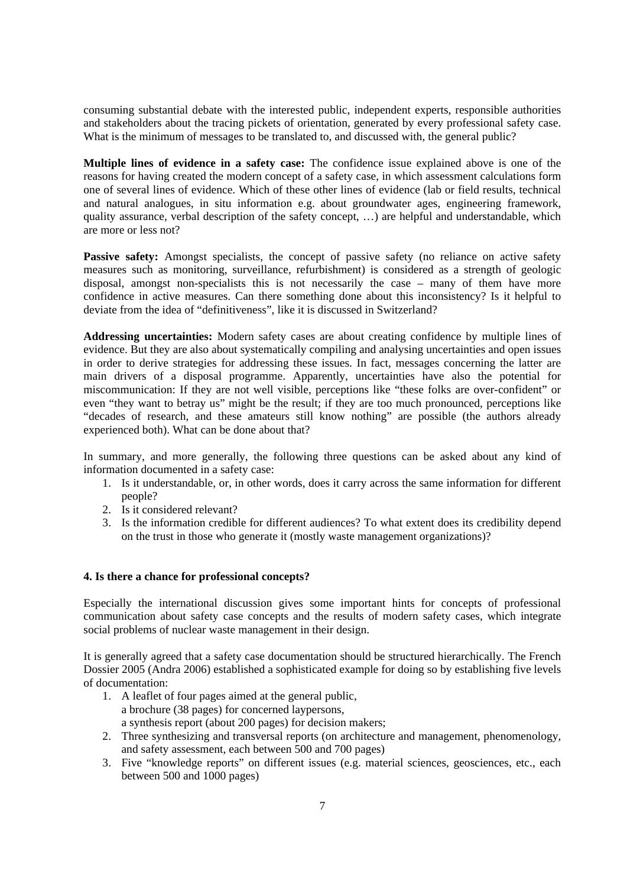consuming substantial debate with the interested public, independent experts, responsible authorities and stakeholders about the tracing pickets of orientation, generated by every professional safety case. What is the minimum of messages to be translated to, and discussed with, the general public?

**Multiple lines of evidence in a safety case:** The confidence issue explained above is one of the reasons for having created the modern concept of a safety case, in which assessment calculations form one of several lines of evidence. Which of these other lines of evidence (lab or field results, technical and natural analogues, in situ information e.g. about groundwater ages, engineering framework, quality assurance, verbal description of the safety concept, …) are helpful and understandable, which are more or less not?

**Passive safety:** Amongst specialists, the concept of passive safety (no reliance on active safety measures such as monitoring, surveillance, refurbishment) is considered as a strength of geologic disposal, amongst non-specialists this is not necessarily the case – many of them have more confidence in active measures. Can there something done about this inconsistency? Is it helpful to deviate from the idea of "definitiveness", like it is discussed in Switzerland?

**Addressing uncertainties:** Modern safety cases are about creating confidence by multiple lines of evidence. But they are also about systematically compiling and analysing uncertainties and open issues in order to derive strategies for addressing these issues. In fact, messages concerning the latter are main drivers of a disposal programme. Apparently, uncertainties have also the potential for miscommunication: If they are not well visible, perceptions like "these folks are over-confident" or even "they want to betray us" might be the result; if they are too much pronounced, perceptions like "decades of research, and these amateurs still know nothing" are possible (the authors already experienced both). What can be done about that?

In summary, and more generally, the following three questions can be asked about any kind of information documented in a safety case:

1. Is it understandable, or, in other words, does it carry across the same information for different people?
2. Is it considered relevant?
3. Is the information credible for different audiences? To what extent does its credibility depend on the trust in those who generate it (mostly waste management organizations)?

## 4. Is there a chance for professional concepts?

Especially the international discussion gives some important hints for concepts of professional communication about safety case concepts and the results of modern safety cases, which integrate social problems of nuclear waste management in their design.

It is generally agreed that a safety case documentation should be structured hierarchically. The French Dossier 2005 (Andra 2006) established a sophisticated example for doing so by establishing five levels of documentation:

1. A leaflet of four pages aimed at the general public,
   a brochure (38 pages) for concerned laypersons,
   a synthesis report (about 200 pages) for decision makers;
2. Three synthesizing and transversal reports (on architecture and management, phenomenology, and safety assessment, each between 500 and 700 pages)
3. Five "knowledge reports" on different issues (e.g. material sciences, geosciences, etc., each between 500 and 1000 pages)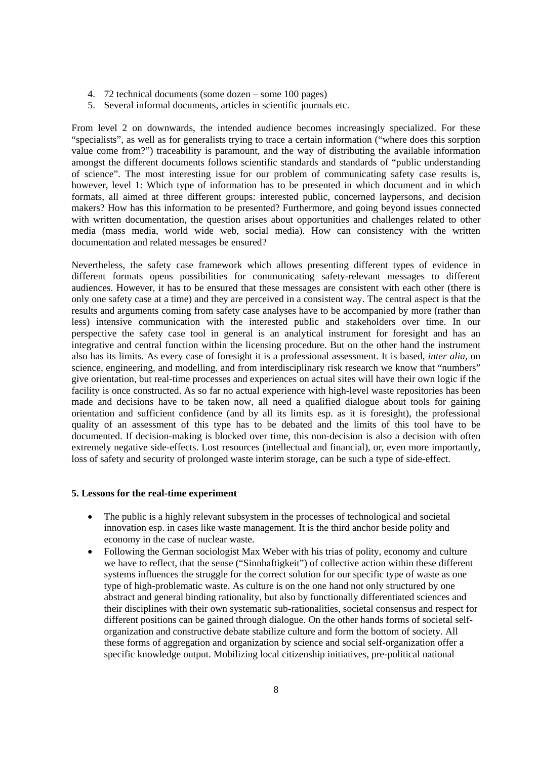4. 72 technical documents (some dozen – some 100 pages)
5. Several informal documents, articles in scientific journals etc.

From level 2 on downwards, the intended audience becomes increasingly specialized. For these "specialists", as well as for generalists trying to trace a certain information ("where does this sorption value come from?") traceability is paramount, and the way of distributing the available information amongst the different documents follows scientific standards and standards of "public understanding of science". The most interesting issue for our problem of communicating safety case results is, however, level 1: Which type of information has to be presented in which document and in which formats, all aimed at three different groups: interested public, concerned laypersons, and decision makers? How has this information to be presented? Furthermore, and going beyond issues connected with written documentation, the question arises about opportunities and challenges related to other media (mass media, world wide web, social media). How can consistency with the written documentation and related messages be ensured?

Nevertheless, the safety case framework which allows presenting different types of evidence in different formats opens possibilities for communicating safety-relevant messages to different audiences. However, it has to be ensured that these messages are consistent with each other (there is only one safety case at a time) and they are perceived in a consistent way. The central aspect is that the results and arguments coming from safety case analyses have to be accompanied by more (rather than less) intensive communication with the interested public and stakeholders over time. In our perspective the safety case tool in general is an analytical instrument for foresight and has an integrative and central function within the licensing procedure. But on the other hand the instrument also has its limits. As every case of foresight it is a professional assessment. It is based, *inter alia*, on science, engineering, and modelling, and from interdisciplinary risk research we know that "numbers" give orientation, but real-time processes and experiences on actual sites will have their own logic if the facility is once constructed. As so far no actual experience with high-level waste repositories has been made and decisions have to be taken now, all need a qualified dialogue about tools for gaining orientation and sufficient confidence (and by all its limits esp. as it is foresight), the professional quality of an assessment of this type has to be debated and the limits of this tool have to be documented. If decision-making is blocked over time, this non-decision is also a decision with often extremely negative side-effects. Lost resources (intellectual and financial), or, even more importantly, loss of safety and security of prolonged waste interim storage, can be such a type of side-effect.

**5. Lessons for the real-time experiment**

- The public is a highly relevant subsystem in the processes of technological and societal innovation esp. in cases like waste management. It is the third anchor beside polity and economy in the case of nuclear waste.
- Following the German sociologist Max Weber with his trias of polity, economy and culture we have to reflect, that the sense ("Sinnhaftigkeit") of collective action within these different systems influences the struggle for the correct solution for our specific type of waste as one type of high-problematic waste. As culture is on the one hand not only structured by one abstract and general binding rationality, but also by functionally differentiated sciences and their disciplines with their own systematic sub-rationalities, societal consensus and respect for different positions can be gained through dialogue. On the other hands forms of societal self-organization and constructive debate stabilize culture and form the bottom of society. All these forms of aggregation and organization by science and social self-organization offer a specific knowledge output. Mobilizing local citizenship initiatives, pre-political national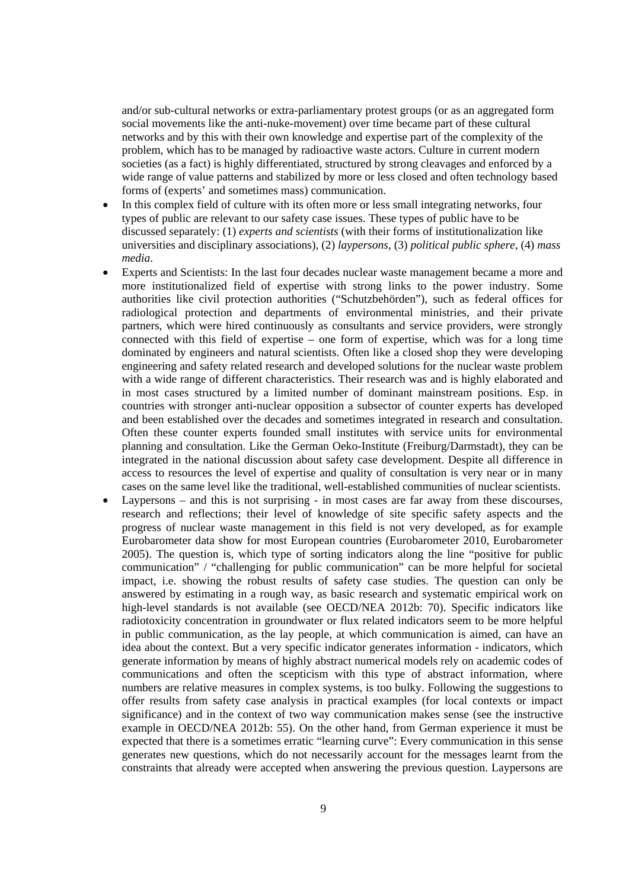and/or sub-cultural networks or extra-parliamentary protest groups (or as an aggregated form social movements like the anti-nuke-movement) over time became part of these cultural networks and by this with their own knowledge and expertise part of the complexity of the problem, which has to be managed by radioactive waste actors. Culture in current modern societies (as a fact) is highly differentiated, structured by strong cleavages and enforced by a wide range of value patterns and stabilized by more or less closed and often technology based forms of (experts' and sometimes mass) communication.

- In this complex field of culture with its often more or less small integrating networks, four types of public are relevant to our safety case issues. These types of public have to be discussed separately: (1) *experts and scientists* (with their forms of institutionalization like universities and disciplinary associations), (2) *laypersons*, (3) *political public sphere*, (4) *mass media*.
- Experts and Scientists: In the last four decades nuclear waste management became a more and more institutionalized field of expertise with strong links to the power industry. Some authorities like civil protection authorities ("Schutzbehörden"), such as federal offices for radiological protection and departments of environmental ministries, and their private partners, which were hired continuously as consultants and service providers, were strongly connected with this field of expertise – one form of expertise, which was for a long time dominated by engineers and natural scientists. Often like a closed shop they were developing engineering and safety related research and developed solutions for the nuclear waste problem with a wide range of different characteristics. Their research was and is highly elaborated and in most cases structured by a limited number of dominant mainstream positions. Esp. in countries with stronger anti-nuclear opposition a subsector of counter experts has developed and been established over the decades and sometimes integrated in research and consultation. Often these counter experts founded small institutes with service units for environmental planning and consultation. Like the German Oeko-Institute (Freiburg/Darmstadt), they can be integrated in the national discussion about safety case development. Despite all difference in access to resources the level of expertise and quality of consultation is very near or in many cases on the same level like the traditional, well-established communities of nuclear scientists.
- Laypersons – and this is not surprising - in most cases are far away from these discourses, research and reflections; their level of knowledge of site specific safety aspects and the progress of nuclear waste management in this field is not very developed, as for example Eurobarometer data show for most European countries (Eurobarometer 2010, Eurobarometer 2005). The question is, which type of sorting indicators along the line "positive for public communication" / "challenging for public communication" can be more helpful for societal impact, i.e. showing the robust results of safety case studies. The question can only be answered by estimating in a rough way, as basic research and systematic empirical work on high-level standards is not available (see OECD/NEA 2012b: 70). Specific indicators like radiotoxicity concentration in groundwater or flux related indicators seem to be more helpful in public communication, as the lay people, at which communication is aimed, can have an idea about the context. But a very specific indicator generates information - indicators, which generate information by means of highly abstract numerical models rely on academic codes of communications and often the scepticism with this type of abstract information, where numbers are relative measures in complex systems, is too bulky. Following the suggestions to offer results from safety case analysis in practical examples (for local contexts or impact significance) and in the context of two way communication makes sense (see the instructive example in OECD/NEA 2012b: 55). On the other hand, from German experience it must be expected that there is a sometimes erratic "learning curve": Every communication in this sense generates new questions, which do not necessarily account for the messages learnt from the constraints that already were accepted when answering the previous question. Laypersons are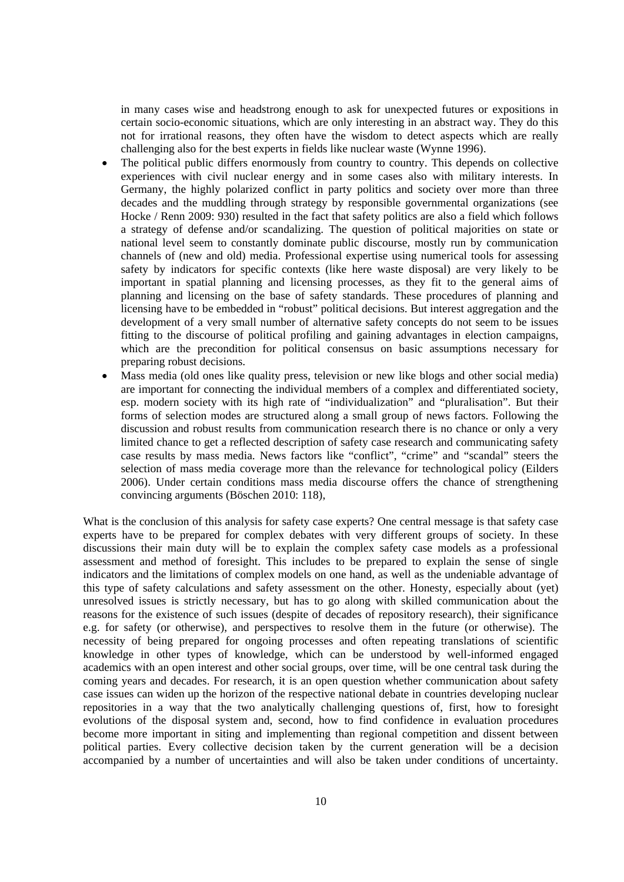in many cases wise and headstrong enough to ask for unexpected futures or expositions in certain socio-economic situations, which are only interesting in an abstract way. They do this not for irrational reasons, they often have the wisdom to detect aspects which are really challenging also for the best experts in fields like nuclear waste (Wynne 1996).

- The political public differs enormously from country to country. This depends on collective experiences with civil nuclear energy and in some cases also with military interests. In Germany, the highly polarized conflict in party politics and society over more than three decades and the muddling through strategy by responsible governmental organizations (see Hocke / Renn 2009: 930) resulted in the fact that safety politics are also a field which follows a strategy of defense and/or scandalizing. The question of political majorities on state or national level seem to constantly dominate public discourse, mostly run by communication channels of (new and old) media. Professional expertise using numerical tools for assessing safety by indicators for specific contexts (like here waste disposal) are very likely to be important in spatial planning and licensing processes, as they fit to the general aims of planning and licensing on the base of safety standards. These procedures of planning and licensing have to be embedded in "robust" political decisions. But interest aggregation and the development of a very small number of alternative safety concepts do not seem to be issues fitting to the discourse of political profiling and gaining advantages in election campaigns, which are the precondition for political consensus on basic assumptions necessary for preparing robust decisions.
- Mass media (old ones like quality press, television or new like blogs and other social media) are important for connecting the individual members of a complex and differentiated society, esp. modern society with its high rate of "individualization" and "pluralisation". But their forms of selection modes are structured along a small group of news factors. Following the discussion and robust results from communication research there is no chance or only a very limited chance to get a reflected description of safety case research and communicating safety case results by mass media. News factors like "conflict", "crime" and "scandal" steers the selection of mass media coverage more than the relevance for technological policy (Eilders 2006). Under certain conditions mass media discourse offers the chance of strengthening convincing arguments (Böschen 2010: 118),

What is the conclusion of this analysis for safety case experts? One central message is that safety case experts have to be prepared for complex debates with very different groups of society. In these discussions their main duty will be to explain the complex safety case models as a professional assessment and method of foresight. This includes to be prepared to explain the sense of single indicators and the limitations of complex models on one hand, as well as the undeniable advantage of this type of safety calculations and safety assessment on the other. Honesty, especially about (yet) unresolved issues is strictly necessary, but has to go along with skilled communication about the reasons for the existence of such issues (despite of decades of repository research), their significance e.g. for safety (or otherwise), and perspectives to resolve them in the future (or otherwise). The necessity of being prepared for ongoing processes and often repeating translations of scientific knowledge in other types of knowledge, which can be understood by well-informed engaged academics with an open interest and other social groups, over time, will be one central task during the coming years and decades. For research, it is an open question whether communication about safety case issues can widen up the horizon of the respective national debate in countries developing nuclear repositories in a way that the two analytically challenging questions of, first, how to foresight evolutions of the disposal system and, second, how to find confidence in evaluation procedures become more important in siting and implementing than regional competition and dissent between political parties. Every collective decision taken by the current generation will be a decision accompanied by a number of uncertainties and will also be taken under conditions of uncertainty.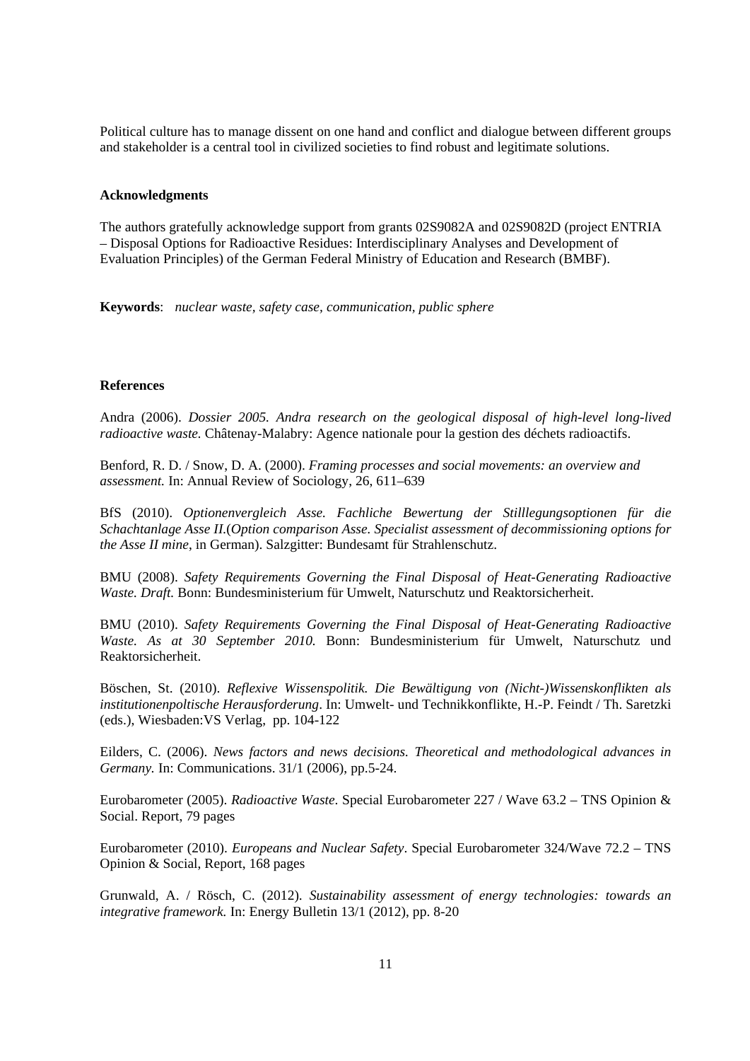Political culture has to manage dissent on one hand and conflict and dialogue between different groups and stakeholder is a central tool in civilized societies to find robust and legitimate solutions.

## Acknowledgments

The authors gratefully acknowledge support from grants 02S9082A and 02S9082D (project ENTRIA – Disposal Options for Radioactive Residues: Interdisciplinary Analyses and Development of Evaluation Principles) of the German Federal Ministry of Education and Research (BMBF).

**Keywords**: *nuclear waste, safety case, communication, public sphere*

## References

Andra (2006). *Dossier 2005. Andra research on the geological disposal of high-level long-lived radioactive waste.* Châtenay-Malabry: Agence nationale pour la gestion des déchets radioactifs.

Benford, R. D. / Snow, D. A. (2000). *Framing processes and social movements: an overview and assessment.* In: Annual Review of Sociology, 26, 611–639

BfS (2010). *Optionenvergleich Asse. Fachliche Bewertung der Stilllegungsoptionen für die Schachtanlage Asse II.*(*Option comparison Asse. Specialist assessment of decommissioning options for the Asse II mine*, in German). Salzgitter: Bundesamt für Strahlenschutz.

BMU (2008). *Safety Requirements Governing the Final Disposal of Heat-Generating Radioactive Waste. Draft.* Bonn: Bundesministerium für Umwelt, Naturschutz und Reaktorsicherheit.

BMU (2010). *Safety Requirements Governing the Final Disposal of Heat-Generating Radioactive Waste. As at 30 September 2010.* Bonn: Bundesministerium für Umwelt, Naturschutz und Reaktorsicherheit.

Böschen, St. (2010). *Reflexive Wissenspolitik. Die Bewältigung von (Nicht-)Wissenskonflikten als institutionenpoltische Herausforderung*. In: Umwelt- und Technikkonflikte, H.-P. Feindt / Th. Saretzki (eds.), Wiesbaden:VS Verlag, pp. 104-122

Eilders, C. (2006). *News factors and news decisions. Theoretical and methodological advances in Germany.* In: Communications. 31/1 (2006), pp.5-24.

Eurobarometer (2005). *Radioactive Waste*. Special Eurobarometer 227 / Wave 63.2 – TNS Opinion & Social. Report, 79 pages

Eurobarometer (2010). *Europeans and Nuclear Safety*. Special Eurobarometer 324/Wave 72.2 – TNS Opinion & Social, Report, 168 pages

Grunwald, A. / Rösch, C. (2012). *Sustainability assessment of energy technologies: towards an integrative framework.* In: Energy Bulletin 13/1 (2012), pp. 8-20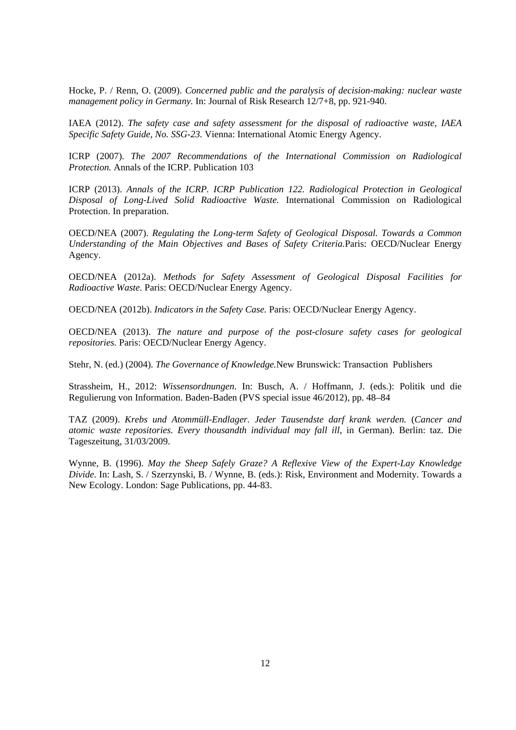Hocke, P. / Renn, O. (2009). *Concerned public and the paralysis of decision-making: nuclear waste management policy in Germany.* In: Journal of Risk Research 12/7+8, pp. 921-940.

IAEA (2012). *The safety case and safety assessment for the disposal of radioactive waste, IAEA Specific Safety Guide, No. SSG-23.* Vienna: International Atomic Energy Agency.

ICRP (2007). *The 2007 Recommendations of the International Commission on Radiological Protection.* Annals of the ICRP. Publication 103

ICRP (2013). *Annals of the ICRP. ICRP Publication 122. Radiological Protection in Geological Disposal of Long-Lived Solid Radioactive Waste.* International Commission on Radiological Protection. In preparation.

OECD/NEA (2007). *Regulating the Long-term Safety of Geological Disposal. Towards a Common Understanding of the Main Objectives and Bases of Safety Criteria.*Paris: OECD/Nuclear Energy Agency.

OECD/NEA (2012a). *Methods for Safety Assessment of Geological Disposal Facilities for Radioactive Waste.* Paris: OECD/Nuclear Energy Agency.

OECD/NEA (2012b). *Indicators in the Safety Case.* Paris: OECD/Nuclear Energy Agency.

OECD/NEA (2013). *The nature and purpose of the post-closure safety cases for geological repositories.* Paris: OECD/Nuclear Energy Agency.

Stehr, N. (ed.) (2004). *The Governance of Knowledge.*New Brunswick: Transaction Publishers

Strassheim, H., 2012: *Wissensordnungen*. In: Busch, A. / Hoffmann, J. (eds.): Politik und die Regulierung von Information. Baden-Baden (PVS special issue 46/2012), pp. 48–84

TAZ (2009). *Krebs und Atommüll-Endlager. Jeder Tausendste darf krank werden.* (*Cancer and atomic waste repositories. Every thousandth individual may fall ill*, in German). Berlin: taz. Die Tageszeitung, 31/03/2009.

Wynne, B. (1996). *May the Sheep Safely Graze? A Reflexive View of the Expert-Lay Knowledge Divide.* In: Lash, S. / Szerzynski, B. / Wynne, B. (eds.): Risk, Environment and Modernity. Towards a New Ecology. London: Sage Publications, pp. 44-83.